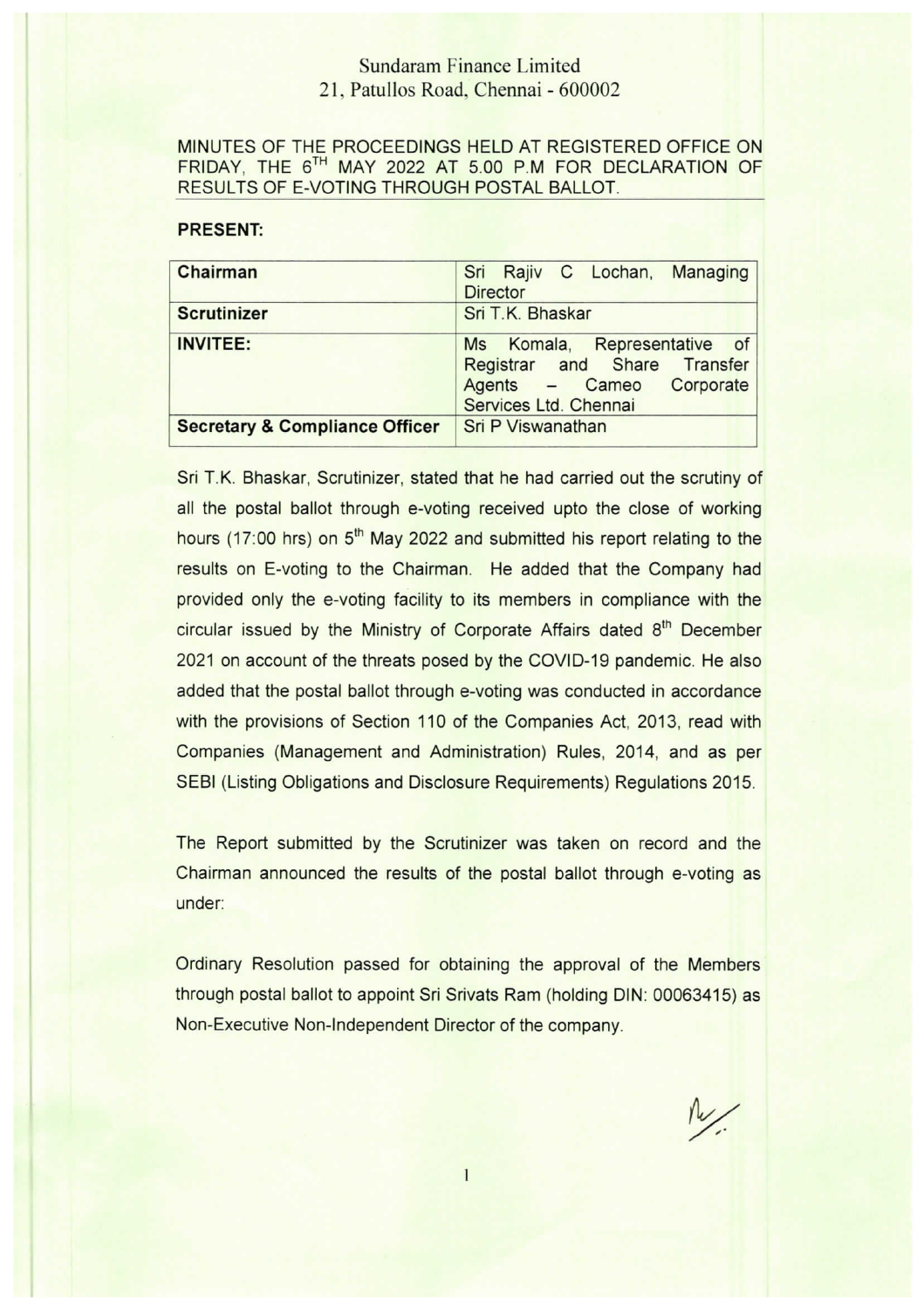# Sundaram Finance Limited

21, Patullos Road, Chennai - 600002

MINUTES OF THE PROCEEDINGS HELD AT REGISTERED OFFICE ON FRIDAY, THE 6TH MAY 2022 AT 5.00 P.M FOR DECLARATION OF RESULTS OF E-VOTING THROUGH POSTAL BALLOT.

**PRESENT:**

| | |
|---|---|
| **Chairman** | Sri Rajiv C Lochan, Managing Director |
| **Scrutinizer** | Sri T.K. Bhaskar |
| **INVITEE:** | Ms Komala, Representative of Registrar and Share Transfer Agents – Cameo Corporate Services Ltd. Chennai |
| **Secretary & Compliance Officer** | Sri P Viswanathan |

Sri T.K. Bhaskar, Scrutinizer, stated that he had carried out the scrutiny of all the postal ballot through e-voting received upto the close of working hours (17:00 hrs) on 5th May 2022 and submitted his report relating to the results on E-voting to the Chairman. He added that the Company had provided only the e-voting facility to its members in compliance with the circular issued by the Ministry of Corporate Affairs dated 8th December 2021 on account of the threats posed by the COVID-19 pandemic. He also added that the postal ballot through e-voting was conducted in accordance with the provisions of Section 110 of the Companies Act, 2013, read with Companies (Management and Administration) Rules, 2014, and as per SEBI (Listing Obligations and Disclosure Requirements) Regulations 2015.

The Report submitted by the Scrutinizer was taken on record and the Chairman announced the results of the postal ballot through e-voting as under:

Ordinary Resolution passed for obtaining the approval of the Members through postal ballot to appoint Sri Srivats Ram (holding DIN: 00063415) as Non-Executive Non-Independent Director of the company.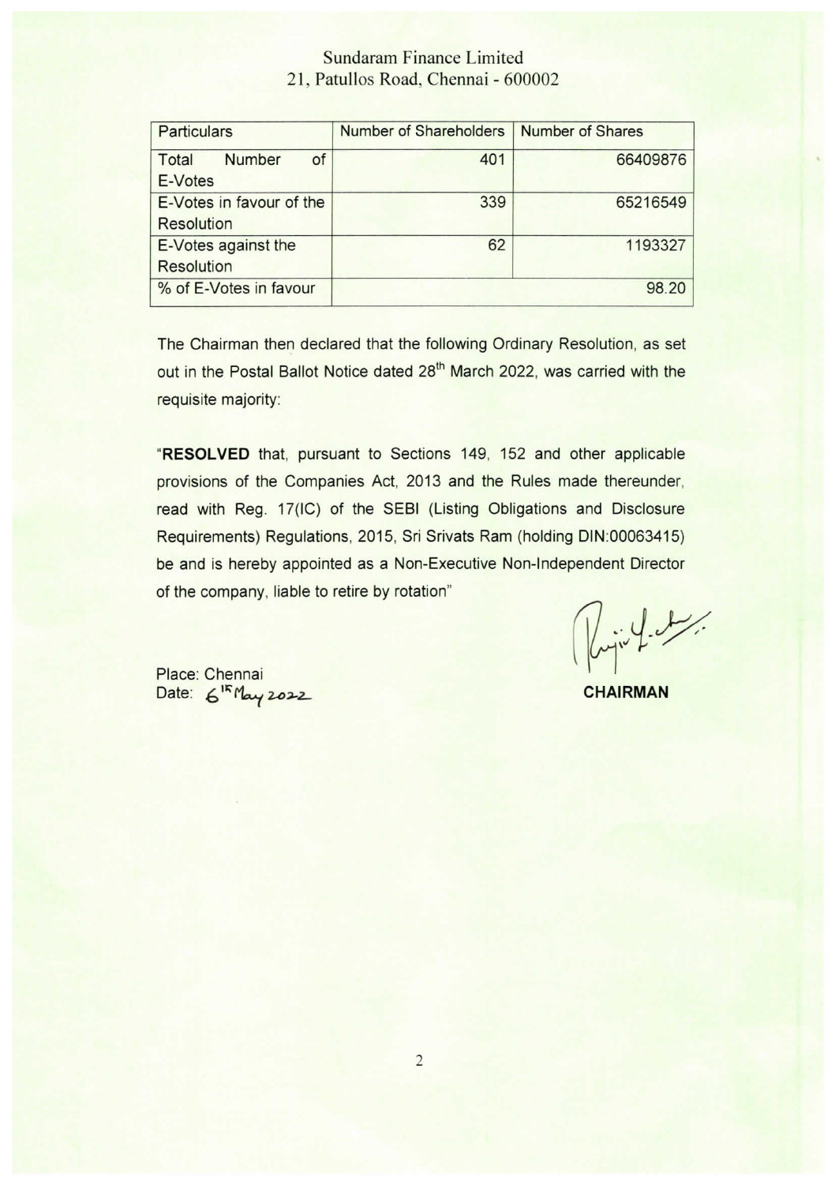Sundaram Finance Limited
21, Patullos Road, Chennai - 600002

| Particulars | Number of Shareholders | Number of Shares |
|---|---|---|
| Total Number of E-Votes | 401 | 66409876 |
| E-Votes in favour of the Resolution | 339 | 65216549 |
| E-Votes against the Resolution | 62 | 1193327 |
| % of E-Votes in favour | | 98.20 |

The Chairman then declared that the following Ordinary Resolution, as set out in the Postal Ballot Notice dated 28th March 2022, was carried with the requisite majority:

"**RESOLVED** that, pursuant to Sections 149, 152 and other applicable provisions of the Companies Act, 2013 and the Rules made thereunder, read with Reg. 17(IC) of the SEBI (Listing Obligations and Disclosure Requirements) Regulations, 2015, Sri Srivats Ram (holding DIN:00063415) be and is hereby appointed as a Non-Executive Non-Independent Director of the company, liable to retire by rotation"

Place: Chennai
Date: 6th May 2022

**CHAIRMAN**